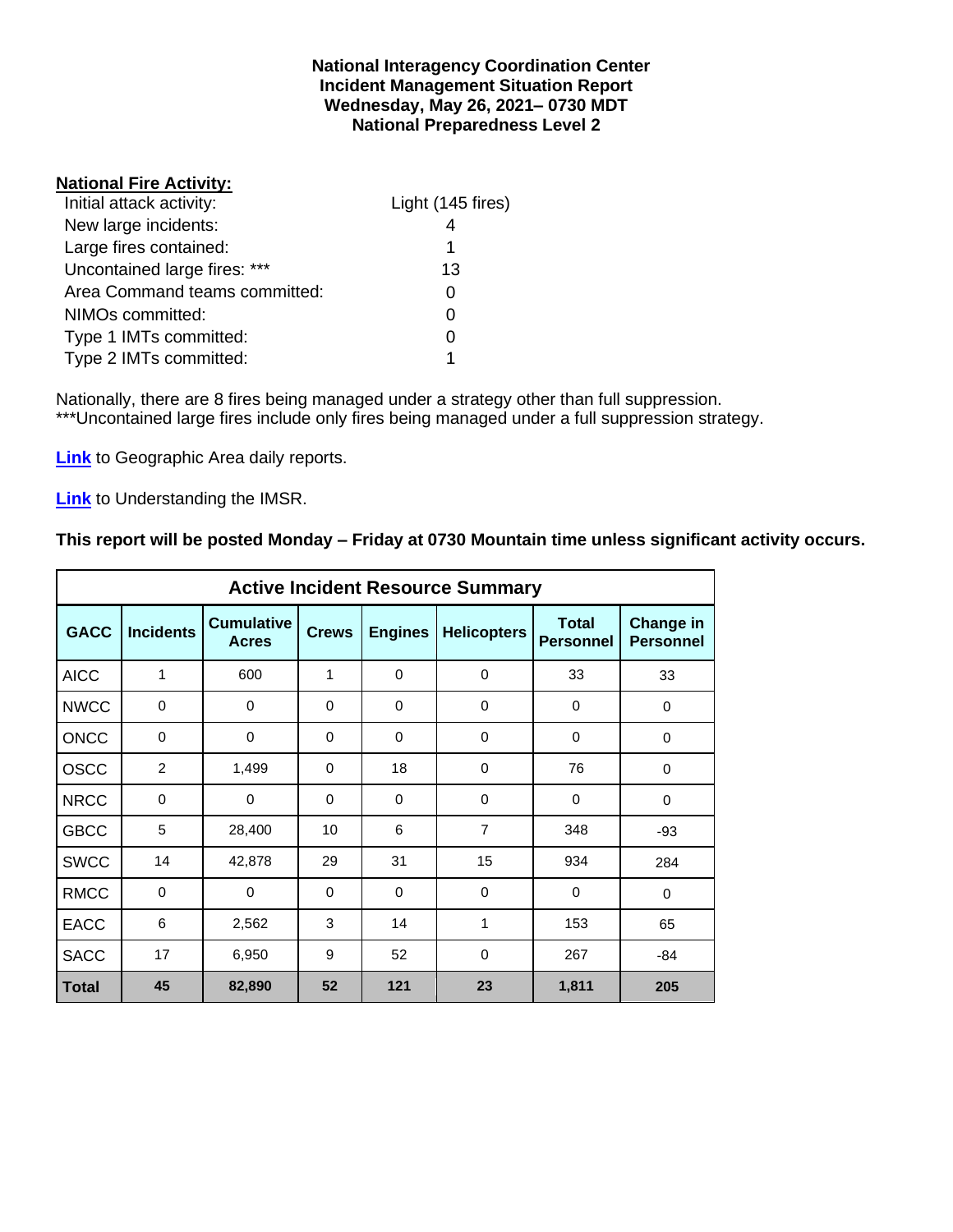**National Interagency Coordination Center**
**Incident Management Situation Report**
**Wednesday, May 26, 2021– 0730 MDT**
**National Preparedness Level 2**

**National Fire Activity:**

| | |
|---|---|
| Initial attack activity: | Light (145 fires) |
| New large incidents: | 4 |
| Large fires contained: | 1 |
| Uncontained large fires: *** | 13 |
| Area Command teams committed: | 0 |
| NIMOs committed: | 0 |
| Type 1 IMTs committed: | 0 |
| Type 2 IMTs committed: | 1 |

Nationally, there are 8 fires being managed under a strategy other than full suppression.
***Uncontained large fires include only fires being managed under a full suppression strategy.

**Link** to Geographic Area daily reports.

**Link** to Understanding the IMSR.

**This report will be posted Monday – Friday at 0730 Mountain time unless significant activity occurs.**

**Active Incident Resource Summary**

| GACC | Incidents | Cumulative Acres | Crews | Engines | Helicopters | Total Personnel | Change in Personnel |
|---|---|---|---|---|---|---|---|
| AICC | 1 | 600 | 1 | 0 | 0 | 33 | 33 |
| NWCC | 0 | 0 | 0 | 0 | 0 | 0 | 0 |
| ONCC | 0 | 0 | 0 | 0 | 0 | 0 | 0 |
| OSCC | 2 | 1,499 | 0 | 18 | 0 | 76 | 0 |
| NRCC | 0 | 0 | 0 | 0 | 0 | 0 | 0 |
| GBCC | 5 | 28,400 | 10 | 6 | 7 | 348 | -93 |
| SWCC | 14 | 42,878 | 29 | 31 | 15 | 934 | 284 |
| RMCC | 0 | 0 | 0 | 0 | 0 | 0 | 0 |
| EACC | 6 | 2,562 | 3 | 14 | 1 | 153 | 65 |
| SACC | 17 | 6,950 | 9 | 52 | 0 | 267 | -84 |
| **Total** | **45** | **82,890** | **52** | **121** | **23** | **1,811** | **205** |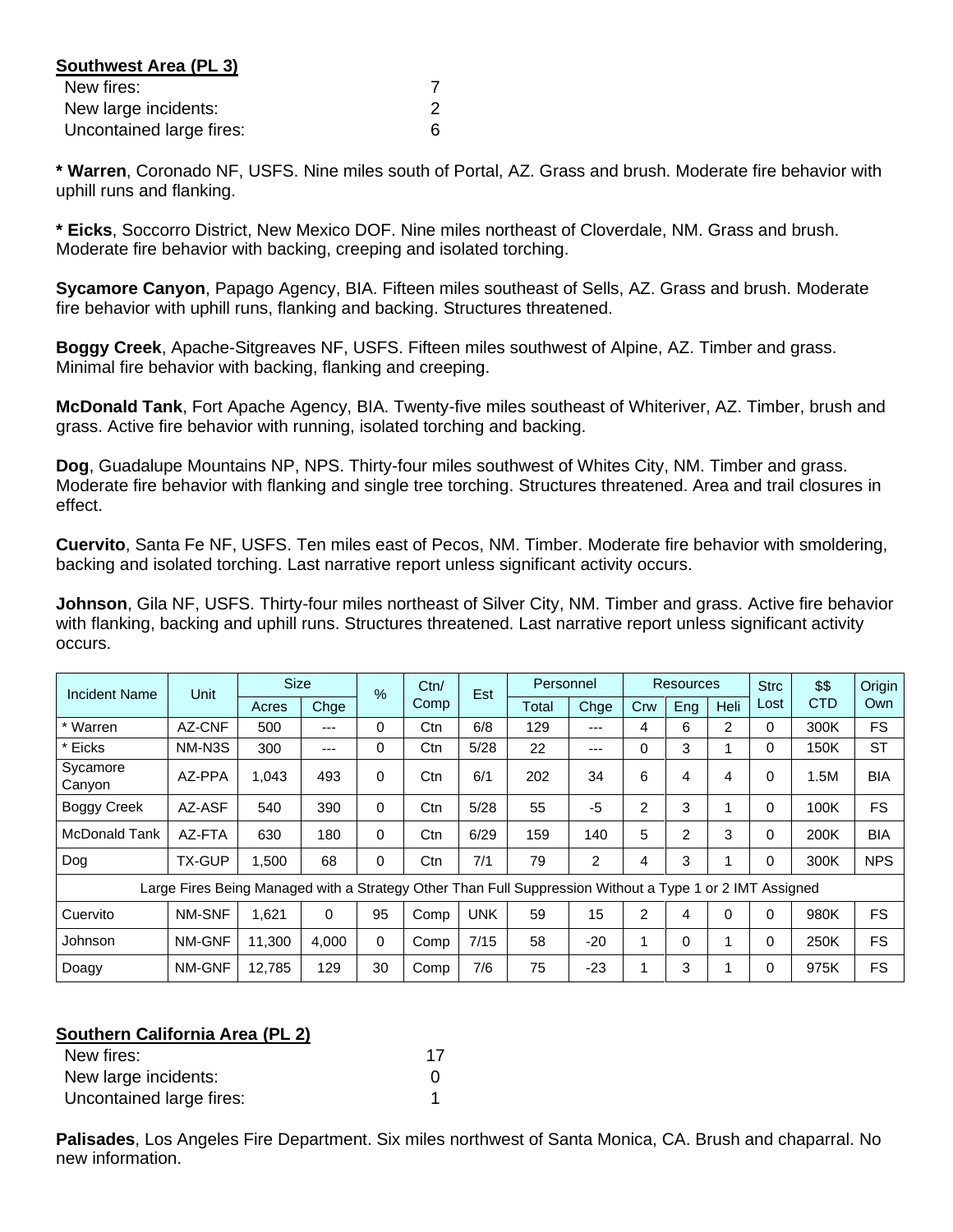**Southwest Area (PL 3)**

| | |
|---|---|
| New fires: | 7 |
| New large incidents: | 2 |
| Uncontained large fires: | 6 |

**\* Warren**, Coronado NF, USFS. Nine miles south of Portal, AZ. Grass and brush. Moderate fire behavior with uphill runs and flanking.

**\* Eicks**, Soccorro District, New Mexico DOF. Nine miles northeast of Cloverdale, NM. Grass and brush. Moderate fire behavior with backing, creeping and isolated torching.

**Sycamore Canyon**, Papago Agency, BIA. Fifteen miles southeast of Sells, AZ. Grass and brush. Moderate fire behavior with uphill runs, flanking and backing. Structures threatened.

**Boggy Creek**, Apache-Sitgreaves NF, USFS. Fifteen miles southwest of Alpine, AZ. Timber and grass. Minimal fire behavior with backing, flanking and creeping.

**McDonald Tank**, Fort Apache Agency, BIA. Twenty-five miles southeast of Whiteriver, AZ. Timber, brush and grass. Active fire behavior with running, isolated torching and backing.

**Dog**, Guadalupe Mountains NP, NPS. Thirty-four miles southwest of Whites City, NM. Timber and grass. Moderate fire behavior with flanking and single tree torching. Structures threatened. Area and trail closures in effect.

**Cuervito**, Santa Fe NF, USFS. Ten miles east of Pecos, NM. Timber. Moderate fire behavior with smoldering, backing and isolated torching. Last narrative report unless significant activity occurs.

**Johnson**, Gila NF, USFS. Thirty-four miles northeast of Silver City, NM. Timber and grass. Active fire behavior with flanking, backing and uphill runs. Structures threatened. Last narrative report unless significant activity occurs.

| Incident Name | Unit | Size | | % | Ctn/ Comp | Est | Personnel | | Resources | | | Strc Lost | $$ CTD | Origin Own |
|---|---|---|---|---|---|---|---|---|---|---|---|---|---|---|
| | | Acres | Chge | | | | Total | Chge | Crw | Eng | Heli | | | |
| * Warren | AZ-CNF | 500 | --- | 0 | Ctn | 6/8 | 129 | --- | 4 | 6 | 2 | 0 | 300K | FS |
| * Eicks | NM-N3S | 300 | --- | 0 | Ctn | 5/28 | 22 | --- | 0 | 3 | 1 | 0 | 150K | ST |
| Sycamore Canyon | AZ-PPA | 1,043 | 493 | 0 | Ctn | 6/1 | 202 | 34 | 6 | 4 | 4 | 0 | 1.5M | BIA |
| Boggy Creek | AZ-ASF | 540 | 390 | 0 | Ctn | 5/28 | 55 | -5 | 2 | 3 | 1 | 0 | 100K | FS |
| McDonald Tank | AZ-FTA | 630 | 180 | 0 | Ctn | 6/29 | 159 | 140 | 5 | 2 | 3 | 0 | 200K | BIA |
| Dog | TX-GUP | 1,500 | 68 | 0 | Ctn | 7/1 | 79 | 2 | 4 | 3 | 1 | 0 | 300K | NPS |
| Large Fires Being Managed with a Strategy Other Than Full Suppression Without a Type 1 or 2 IMT Assigned | | | | | | | | | | | | | | |
| Cuervito | NM-SNF | 1,621 | 0 | 95 | Comp | UNK | 59 | 15 | 2 | 4 | 0 | 0 | 980K | FS |
| Johnson | NM-GNF | 11,300 | 4,000 | 0 | Comp | 7/15 | 58 | -20 | 1 | 0 | 1 | 0 | 250K | FS |
| Doagy | NM-GNF | 12,785 | 129 | 30 | Comp | 7/6 | 75 | -23 | 1 | 3 | 1 | 0 | 975K | FS |

**Southern California Area (PL 2)**

| | |
|---|---|
| New fires: | 17 |
| New large incidents: | 0 |
| Uncontained large fires: | 1 |

**Palisades**, Los Angeles Fire Department. Six miles northwest of Santa Monica, CA. Brush and chaparral. No new information.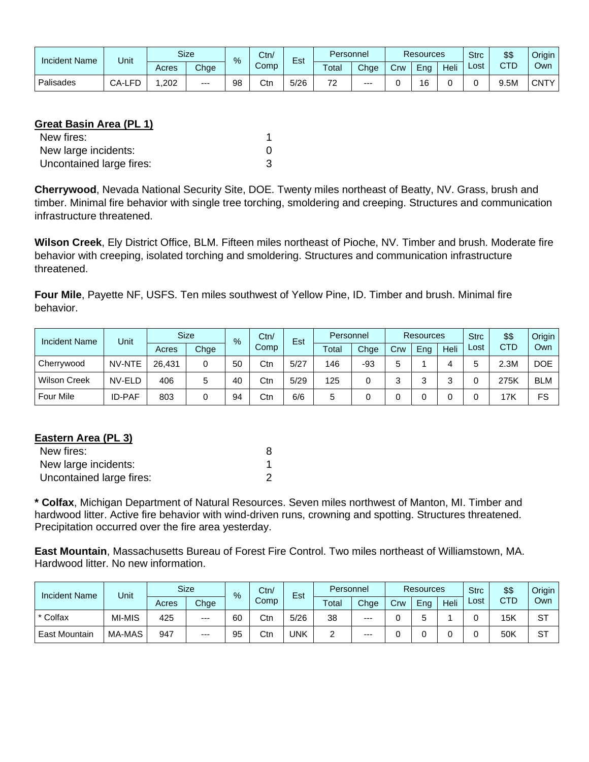| Incident Name | Unit | Size | | % | Ctn/ Comp | Est | Personnel | | Resources | | | Strc Lost | $$ CTD | Origin Own |
|---|---|---|---|---|---|---|---|---|---|---|---|---|---|---|
| | | Acres | Chge | | | | Total | Chge | Crw | Eng | Heli | | | |
| Palisades | CA-LFD | 1,202 | --- | 98 | Ctn | 5/26 | 72 | --- | 0 | 16 | 0 | 0 | 9.5M | CNTY |

**Great Basin Area (PL 1)**

| | |
|---|---|
| New fires: | 1 |
| New large incidents: | 0 |
| Uncontained large fires: | 3 |

**Cherrywood**, Nevada National Security Site, DOE. Twenty miles northeast of Beatty, NV. Grass, brush and timber. Minimal fire behavior with single tree torching, smoldering and creeping. Structures and communication infrastructure threatened.

**Wilson Creek**, Ely District Office, BLM. Fifteen miles northeast of Pioche, NV. Timber and brush. Moderate fire behavior with creeping, isolated torching and smoldering. Structures and communication infrastructure threatened.

**Four Mile**, Payette NF, USFS. Ten miles southwest of Yellow Pine, ID. Timber and brush. Minimal fire behavior.

| Incident Name | Unit | Size | | % | Ctn/ Comp | Est | Personnel | | Resources | | | Strc Lost | $$ CTD | Origin Own |
|---|---|---|---|---|---|---|---|---|---|---|---|---|---|---|
| | | Acres | Chge | | | | Total | Chge | Crw | Eng | Heli | | | |
| Cherrywood | NV-NTE | 26,431 | 0 | 50 | Ctn | 5/27 | 146 | -93 | 5 | 1 | 4 | 5 | 2.3M | DOE |
| Wilson Creek | NV-ELD | 406 | 5 | 40 | Ctn | 5/29 | 125 | 0 | 3 | 3 | 3 | 0 | 275K | BLM |
| Four Mile | ID-PAF | 803 | 0 | 94 | Ctn | 6/6 | 5 | 0 | 0 | 0 | 0 | 0 | 17K | FS |

**Eastern Area (PL 3)**

| | |
|---|---|
| New fires: | 8 |
| New large incidents: | 1 |
| Uncontained large fires: | 2 |

**\* Colfax**, Michigan Department of Natural Resources. Seven miles northwest of Manton, MI. Timber and hardwood litter. Active fire behavior with wind-driven runs, crowning and spotting. Structures threatened. Precipitation occurred over the fire area yesterday.

**East Mountain**, Massachusetts Bureau of Forest Fire Control. Two miles northeast of Williamstown, MA. Hardwood litter. No new information.

| Incident Name | Unit | Size | | % | Ctn/ Comp | Est | Personnel | | Resources | | | Strc Lost | $$ CTD | Origin Own |
|---|---|---|---|---|---|---|---|---|---|---|---|---|---|---|
| | | Acres | Chge | | | | Total | Chge | Crw | Eng | Heli | | | |
| * Colfax | MI-MIS | 425 | --- | 60 | Ctn | 5/26 | 38 | --- | 0 | 5 | 1 | 0 | 15K | ST |
| East Mountain | MA-MAS | 947 | --- | 95 | Ctn | UNK | 2 | --- | 0 | 0 | 0 | 0 | 50K | ST |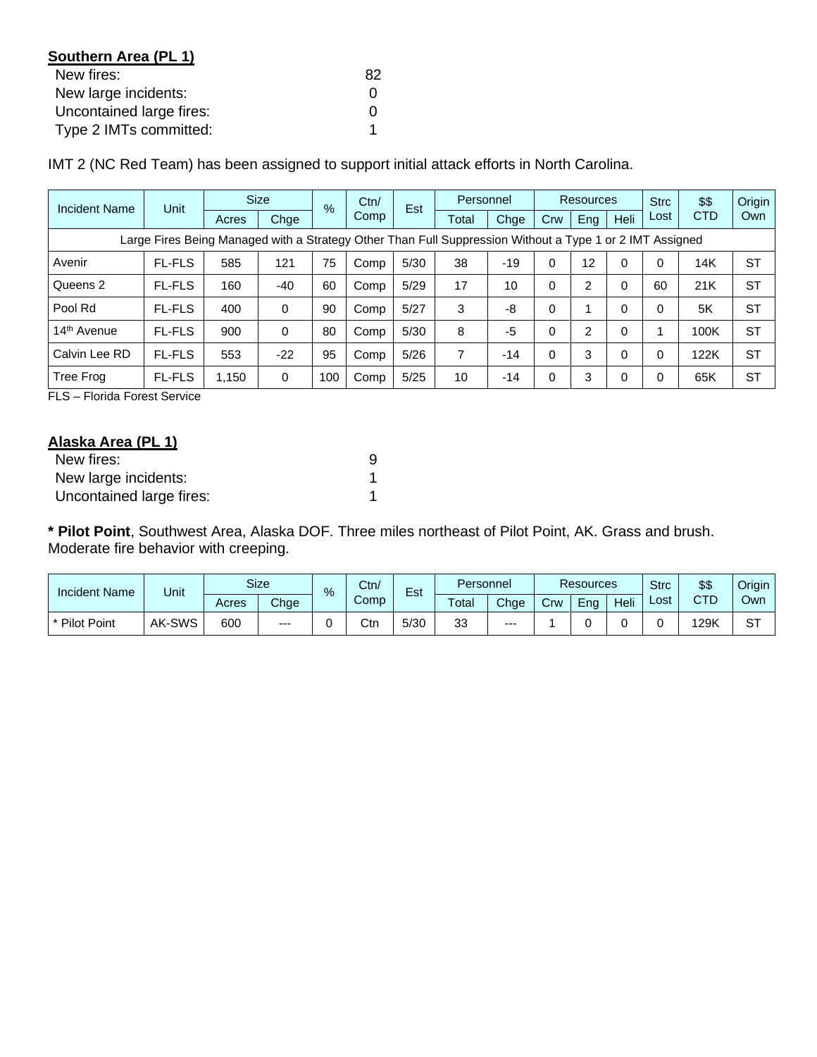**Southern Area (PL 1)**

New fires: 82
New large incidents: 0
Uncontained large fires: 0
Type 2 IMTs committed: 1

IMT 2 (NC Red Team) has been assigned to support initial attack efforts in North Carolina.

| Incident Name | Unit | Size | | % | Ctn/ Comp | Est | Personnel | | Resources | | | Strc Lost | $$ CTD | Origin Own |
|---|---|---|---|---|---|---|---|---|---|---|---|---|---|---|
| | | Acres | Chge | | | | Total | Chge | Crw | Eng | Heli | | | |
| Large Fires Being Managed with a Strategy Other Than Full Suppression Without a Type 1 or 2 IMT Assigned | | | | | | | | | | | | | | |
| Avenir | FL-FLS | 585 | 121 | 75 | Comp | 5/30 | 38 | -19 | 0 | 12 | 0 | 0 | 14K | ST |
| Queens 2 | FL-FLS | 160 | -40 | 60 | Comp | 5/29 | 17 | 10 | 0 | 2 | 0 | 60 | 21K | ST |
| Pool Rd | FL-FLS | 400 | 0 | 90 | Comp | 5/27 | 3 | -8 | 0 | 1 | 0 | 0 | 5K | ST |
| 14th Avenue | FL-FLS | 900 | 0 | 80 | Comp | 5/30 | 8 | -5 | 0 | 2 | 0 | 1 | 100K | ST |
| Calvin Lee RD | FL-FLS | 553 | -22 | 95 | Comp | 5/26 | 7 | -14 | 0 | 3 | 0 | 0 | 122K | ST |
| Tree Frog | FL-FLS | 1,150 | 0 | 100 | Comp | 5/25 | 10 | -14 | 0 | 3 | 0 | 0 | 65K | ST |

FLS – Florida Forest Service

**Alaska Area (PL 1)**

New fires: 9
New large incidents: 1
Uncontained large fires: 1

* **Pilot Point**, Southwest Area, Alaska DOF. Three miles northeast of Pilot Point, AK. Grass and brush. Moderate fire behavior with creeping.

| Incident Name | Unit | Size | | % | Ctn/ Comp | Est | Personnel | | Resources | | | Strc Lost | $$ CTD | Origin Own |
|---|---|---|---|---|---|---|---|---|---|---|---|---|---|---|
| | | Acres | Chge | | | | Total | Chge | Crw | Eng | Heli | | | |
| * Pilot Point | AK-SWS | 600 | --- | 0 | Ctn | 5/30 | 33 | --- | 1 | 0 | 0 | 0 | 129K | ST |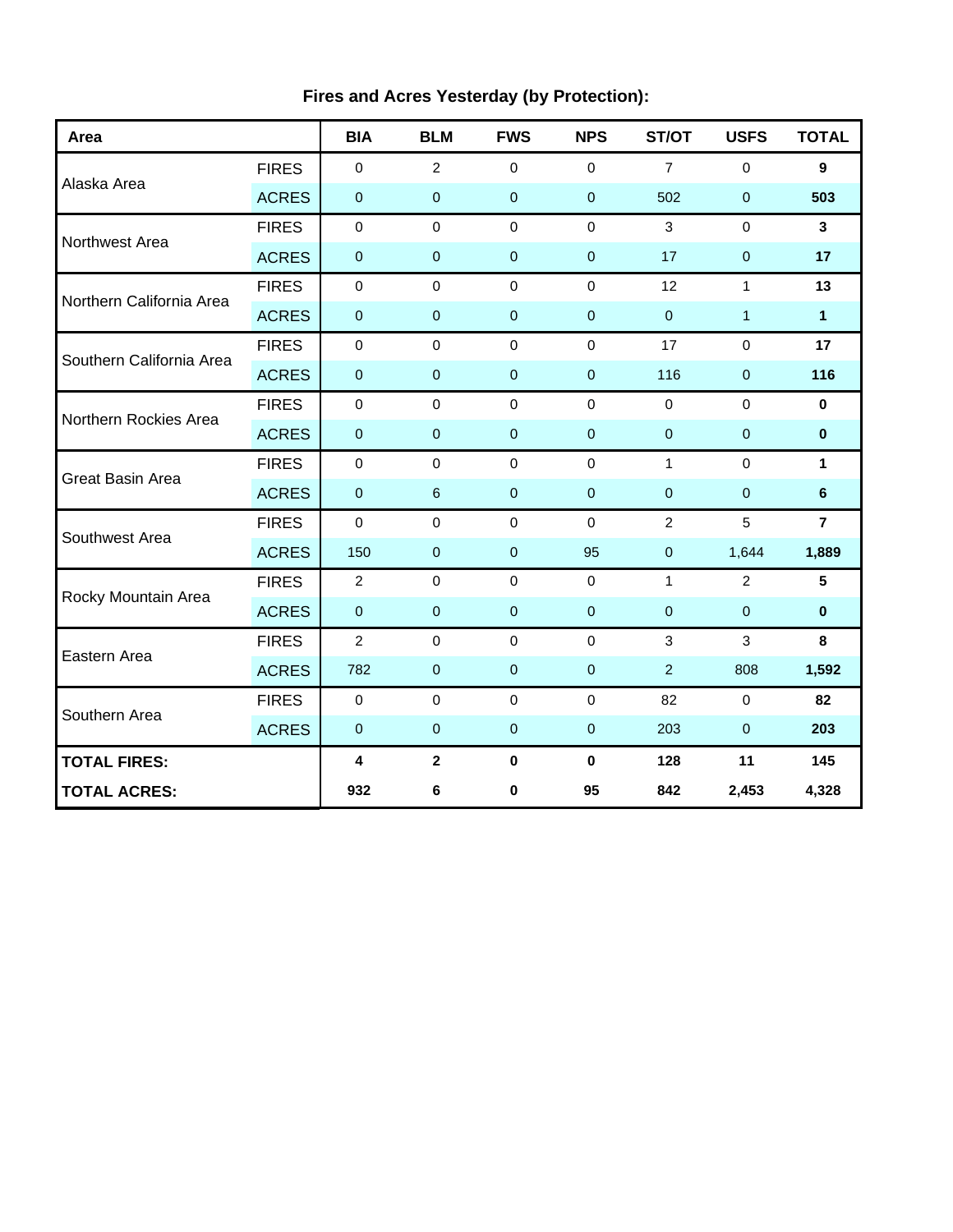## Fires and Acres Yesterday (by Protection):

| Area | | BIA | BLM | FWS | NPS | ST/OT | USFS | TOTAL |
|---|---|---|---|---|---|---|---|---|
| Alaska Area | FIRES | 0 | 2 | 0 | 0 | 7 | 0 | **9** |
| | ACRES | 0 | 0 | 0 | 0 | 502 | 0 | **503** |
| Northwest Area | FIRES | 0 | 0 | 0 | 0 | 3 | 0 | **3** |
| | ACRES | 0 | 0 | 0 | 0 | 17 | 0 | **17** |
| Northern California Area | FIRES | 0 | 0 | 0 | 0 | 12 | 1 | **13** |
| | ACRES | 0 | 0 | 0 | 0 | 0 | 1 | **1** |
| Southern California Area | FIRES | 0 | 0 | 0 | 0 | 17 | 0 | **17** |
| | ACRES | 0 | 0 | 0 | 0 | 116 | 0 | **116** |
| Northern Rockies Area | FIRES | 0 | 0 | 0 | 0 | 0 | 0 | **0** |
| | ACRES | 0 | 0 | 0 | 0 | 0 | 0 | **0** |
| Great Basin Area | FIRES | 0 | 0 | 0 | 0 | 1 | 0 | **1** |
| | ACRES | 0 | 6 | 0 | 0 | 0 | 0 | **6** |
| Southwest Area | FIRES | 0 | 0 | 0 | 0 | 2 | 5 | **7** |
| | ACRES | 150 | 0 | 0 | 95 | 0 | 1,644 | **1,889** |
| Rocky Mountain Area | FIRES | 2 | 0 | 0 | 0 | 1 | 2 | **5** |
| | ACRES | 0 | 0 | 0 | 0 | 0 | 0 | **0** |
| Eastern Area | FIRES | 2 | 0 | 0 | 0 | 3 | 3 | **8** |
| | ACRES | 782 | 0 | 0 | 0 | 2 | 808 | **1,592** |
| Southern Area | FIRES | 0 | 0 | 0 | 0 | 82 | 0 | **82** |
| | ACRES | 0 | 0 | 0 | 0 | 203 | 0 | **203** |
| **TOTAL FIRES:** | | **4** | **2** | **0** | **0** | **128** | **11** | **145** |
| **TOTAL ACRES:** | | **932** | **6** | **0** | **95** | **842** | **2,453** | **4,328** |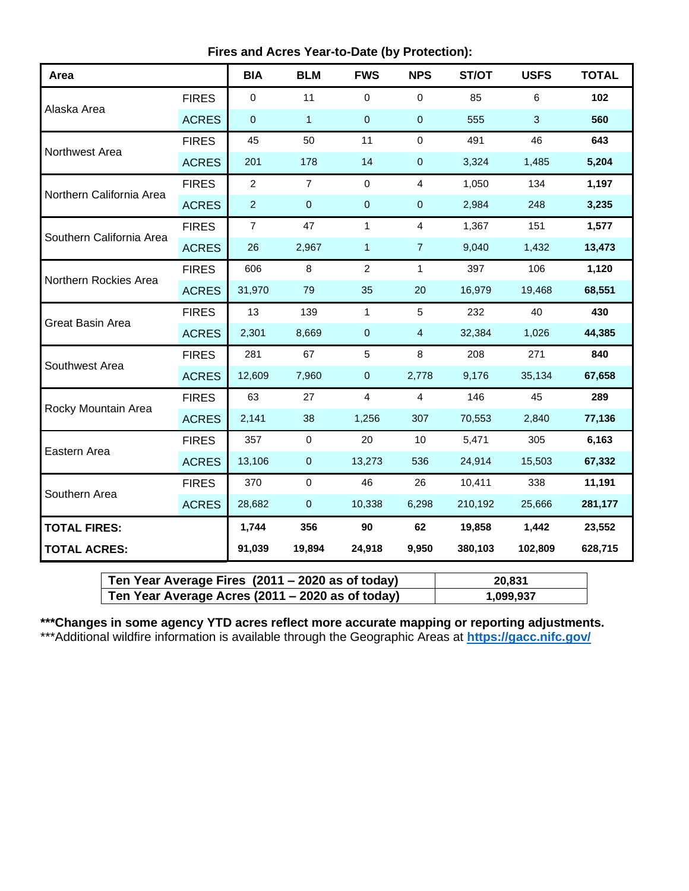**Fires and Acres Year-to-Date (by Protection):**

| Area | | BIA | BLM | FWS | NPS | ST/OT | USFS | TOTAL |
|---|---|---|---|---|---|---|---|---|
| Alaska Area | FIRES | 0 | 11 | 0 | 0 | 85 | 6 | **102** |
| | ACRES | 0 | 1 | 0 | 0 | 555 | 3 | **560** |
| Northwest Area | FIRES | 45 | 50 | 11 | 0 | 491 | 46 | **643** |
| | ACRES | 201 | 178 | 14 | 0 | 3,324 | 1,485 | **5,204** |
| Northern California Area | FIRES | 2 | 7 | 0 | 4 | 1,050 | 134 | **1,197** |
| | ACRES | 2 | 0 | 0 | 0 | 2,984 | 248 | **3,235** |
| Southern California Area | FIRES | 7 | 47 | 1 | 4 | 1,367 | 151 | **1,577** |
| | ACRES | 26 | 2,967 | 1 | 7 | 9,040 | 1,432 | **13,473** |
| Northern Rockies Area | FIRES | 606 | 8 | 2 | 1 | 397 | 106 | **1,120** |
| | ACRES | 31,970 | 79 | 35 | 20 | 16,979 | 19,468 | **68,551** |
| Great Basin Area | FIRES | 13 | 139 | 1 | 5 | 232 | 40 | **430** |
| | ACRES | 2,301 | 8,669 | 0 | 4 | 32,384 | 1,026 | **44,385** |
| Southwest Area | FIRES | 281 | 67 | 5 | 8 | 208 | 271 | **840** |
| | ACRES | 12,609 | 7,960 | 0 | 2,778 | 9,176 | 35,134 | **67,658** |
| Rocky Mountain Area | FIRES | 63 | 27 | 4 | 4 | 146 | 45 | **289** |
| | ACRES | 2,141 | 38 | 1,256 | 307 | 70,553 | 2,840 | **77,136** |
| Eastern Area | FIRES | 357 | 0 | 20 | 10 | 5,471 | 305 | **6,163** |
| | ACRES | 13,106 | 0 | 13,273 | 536 | 24,914 | 15,503 | **67,332** |
| Southern Area | FIRES | 370 | 0 | 46 | 26 | 10,411 | 338 | **11,191** |
| | ACRES | 28,682 | 0 | 10,338 | 6,298 | 210,192 | 25,666 | **281,177** |
| **TOTAL FIRES:** | | **1,744** | **356** | **90** | **62** | **19,858** | **1,442** | **23,552** |
| **TOTAL ACRES:** | | **91,039** | **19,894** | **24,918** | **9,950** | **380,103** | **102,809** | **628,715** |

| | |
|---|---|
| **Ten Year Average Fires (2011 – 2020 as of today)** | **20,831** |
| **Ten Year Average Acres (2011 – 2020 as of today)** | **1,099,937** |

**\*\*\*Changes in some agency YTD acres reflect more accurate mapping or reporting adjustments.**
\*\*\*Additional wildfire information is available through the Geographic Areas at **https://gacc.nifc.gov/**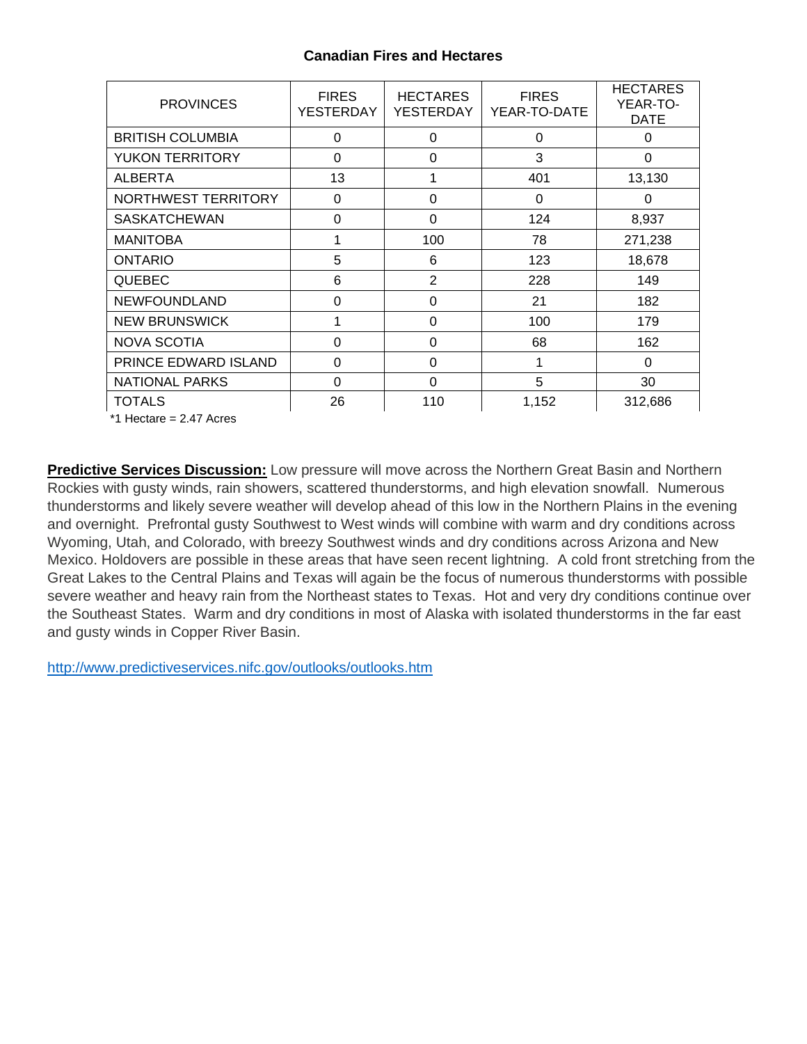### Canadian Fires and Hectares

| PROVINCES | FIRES YESTERDAY | HECTARES YESTERDAY | FIRES YEAR-TO-DATE | HECTARES YEAR-TO-DATE |
|---|---|---|---|---|
| BRITISH COLUMBIA | 0 | 0 | 0 | 0 |
| YUKON TERRITORY | 0 | 0 | 3 | 0 |
| ALBERTA | 13 | 1 | 401 | 13,130 |
| NORTHWEST TERRITORY | 0 | 0 | 0 | 0 |
| SASKATCHEWAN | 0 | 0 | 124 | 8,937 |
| MANITOBA | 1 | 100 | 78 | 271,238 |
| ONTARIO | 5 | 6 | 123 | 18,678 |
| QUEBEC | 6 | 2 | 228 | 149 |
| NEWFOUNDLAND | 0 | 0 | 21 | 182 |
| NEW BRUNSWICK | 1 | 0 | 100 | 179 |
| NOVA SCOTIA | 0 | 0 | 68 | 162 |
| PRINCE EDWARD ISLAND | 0 | 0 | 1 | 0 |
| NATIONAL PARKS | 0 | 0 | 5 | 30 |
| TOTALS | 26 | 110 | 1,152 | 312,686 |

*1 Hectare = 2.47 Acres

**Predictive Services Discussion:** Low pressure will move across the Northern Great Basin and Northern Rockies with gusty winds, rain showers, scattered thunderstorms, and high elevation snowfall. Numerous thunderstorms and likely severe weather will develop ahead of this low in the Northern Plains in the evening and overnight. Prefrontal gusty Southwest to West winds will combine with warm and dry conditions across Wyoming, Utah, and Colorado, with breezy Southwest winds and dry conditions across Arizona and New Mexico. Holdovers are possible in these areas that have seen recent lightning. A cold front stretching from the Great Lakes to the Central Plains and Texas will again be the focus of numerous thunderstorms with possible severe weather and heavy rain from the Northeast states to Texas. Hot and very dry conditions continue over the Southeast States. Warm and dry conditions in most of Alaska with isolated thunderstorms in the far east and gusty winds in Copper River Basin.

http://www.predictiveservices.nifc.gov/outlooks/outlooks.htm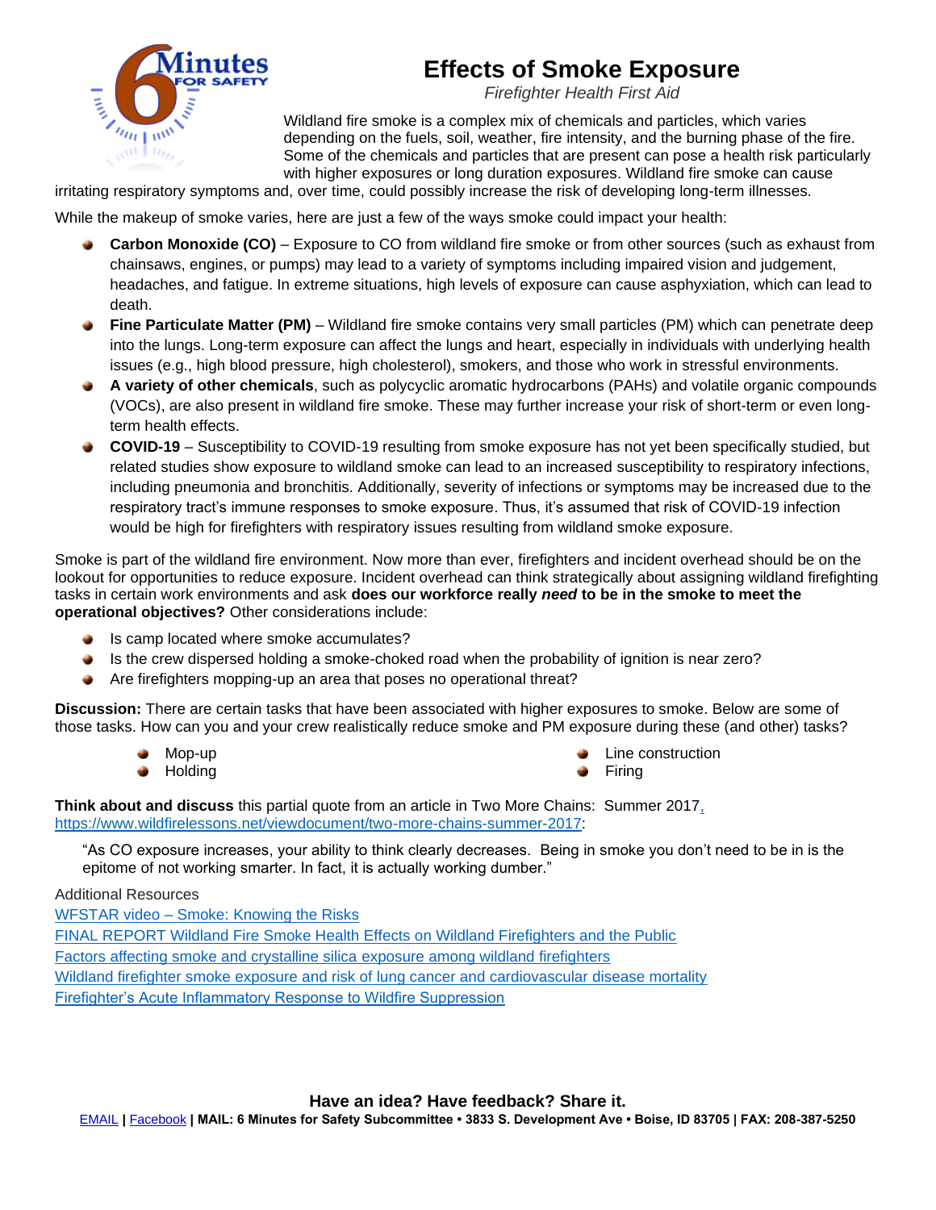# Effects of Smoke Exposure

*Firefighter Health First Aid*

Wildland fire smoke is a complex mix of chemicals and particles, which varies depending on the fuels, soil, weather, fire intensity, and the burning phase of the fire. Some of the chemicals and particles that are present can pose a health risk particularly with higher exposures or long duration exposures. Wildland fire smoke can cause irritating respiratory symptoms and, over time, could possibly increase the risk of developing long-term illnesses.

While the makeup of smoke varies, here are just a few of the ways smoke could impact your health:

- **Carbon Monoxide (CO)** – Exposure to CO from wildland fire smoke or from other sources (such as exhaust from chainsaws, engines, or pumps) may lead to a variety of symptoms including impaired vision and judgement, headaches, and fatigue. In extreme situations, high levels of exposure can cause asphyxiation, which can lead to death.
- **Fine Particulate Matter (PM)** – Wildland fire smoke contains very small particles (PM) which can penetrate deep into the lungs. Long-term exposure can affect the lungs and heart, especially in individuals with underlying health issues (e.g., high blood pressure, high cholesterol), smokers, and those who work in stressful environments.
- **A variety of other chemicals**, such as polycyclic aromatic hydrocarbons (PAHs) and volatile organic compounds (VOCs), are also present in wildland fire smoke. These may further increase your risk of short-term or even long-term health effects.
- **COVID-19** – Susceptibility to COVID-19 resulting from smoke exposure has not yet been specifically studied, but related studies show exposure to wildland smoke can lead to an increased susceptibility to respiratory infections, including pneumonia and bronchitis. Additionally, severity of infections or symptoms may be increased due to the respiratory tract's immune responses to smoke exposure. Thus, it's assumed that risk of COVID-19 infection would be high for firefighters with respiratory issues resulting from wildland smoke exposure.

Smoke is part of the wildland fire environment. Now more than ever, firefighters and incident overhead should be on the lookout for opportunities to reduce exposure. Incident overhead can think strategically about assigning wildland firefighting tasks in certain work environments and ask **does our workforce really *need* to be in the smoke to meet the operational objectives?** Other considerations include:

- Is camp located where smoke accumulates?
- Is the crew dispersed holding a smoke-choked road when the probability of ignition is near zero?
- Are firefighters mopping-up an area that poses no operational threat?

**Discussion:** There are certain tasks that have been associated with higher exposures to smoke. Below are some of those tasks. How can you and your crew realistically reduce smoke and PM exposure during these (and other) tasks?

- Mop-up
- Holding
- Line construction
- Firing

**Think about and discuss** this partial quote from an article in Two More Chains: Summer 2017, https://www.wildfirelessons.net/viewdocument/two-more-chains-summer-2017:

> "As CO exposure increases, your ability to think clearly decreases. Being in smoke you don't need to be in is the epitome of not working smarter. In fact, it is actually working dumber."

Additional Resources

WFSTAR video – Smoke: Knowing the Risks

FINAL REPORT Wildland Fire Smoke Health Effects on Wildland Firefighters and the Public

Factors affecting smoke and crystalline silica exposure among wildland firefighters

Wildland firefighter smoke exposure and risk of lung cancer and cardiovascular disease mortality

Firefighter's Acute Inflammatory Response to Wildfire Suppression

**Have an idea? Have feedback? Share it.**

EMAIL | Facebook | **MAIL: 6 Minutes for Safety Subcommittee • 3833 S. Development Ave • Boise, ID 83705 | FAX: 208-387-5250**